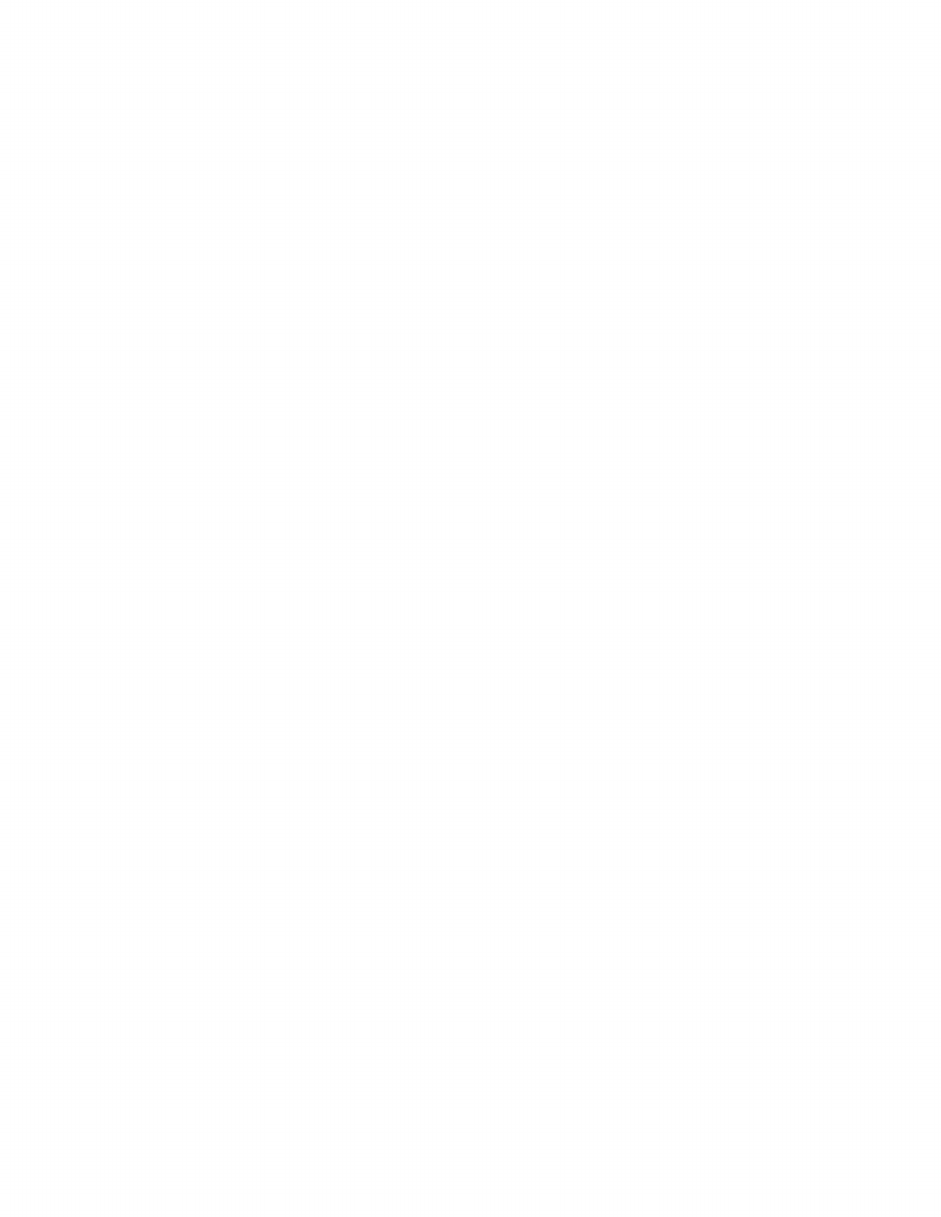## **BOARD OF SELECTMEN AND SEWER COMMISIONER'S MEETING**

**October 5, 2015 Francis Faulkner Room 204 Regular Meeting 7:00 PM**

Present: Katie Green, Peter Berry, Janet Adachi, Franny Osman, Town Manager Steven Ledoux, and Lisa Tomyl, Recording Secretary. Absent: Chingsung Chang.

Chairman Green opened the meeting at 7:00PM

**Citizens' Concerns** None

## **Chairman's Update and Operational Update:**

Ms. Green: Next Monday is Columbus Day so town offices will be closed. Mr. Ledoux: Attended International City/County Management Association annual meeting in Seattle this past week. At the meeting, Acton and other communities received a community award for CrossTown Connect. Very well attended conference  $-$  about 5000.

## **Public Hearings and Appointments**

7:10 PM Ed Bouquillon, Superintendent, Minuteman Regional Vocational High School Building Project: Ed Bouquillon gave a slide presentation regarding the feasibility study for the proposed new school building. Also present were Assistant Superintendent Kevin Mahoney; Pam Nourse, Acton's representative on the School Committee; Building Committee Chairman Ford Spaulding. The proposed schematic design will go to 2 estimators and then finalized next month. The annual cost impact on the median Acton homeowner would be \$32.30. Minuteman considers the proposed increase in enrollment to 580, by 2018-2019, or an increase of 1/10 of 1% per year, to be realistic. As of 3/2015, Minuteman may require non-member communities to pay toward capital. in response to Ms. Adachi's questions, Mr. Bouquillon said details of the bonding proposal would be worked out, including the timing, and accounting for changes in District membership; current enrollment was down about 7%; the State's warning about the school's accreditation would be on hold during construction of the new school; the District owns the 66-acre parcel..

Mr. Berry was impressed with the proposed program,, expressed concern about the enrollment numbers. In response to Mr. Berry's question about a marketing plan, Mr. Bouquillon said Minuteman had hired someone to put together the marketing plan, which would aim to increase parents' understanding of the potential opportunities for students, for example, the junior high "exploratory" days, and not simply about generating a fancy website or fancy brochure. Mr. Berry also asked about other ways to reduce costs to member towns, such as repurposing the existing campus. In response to Ms. Osman's questions about combining with other alternative school programs and building expansion Board of Selectmen

October 5, 2015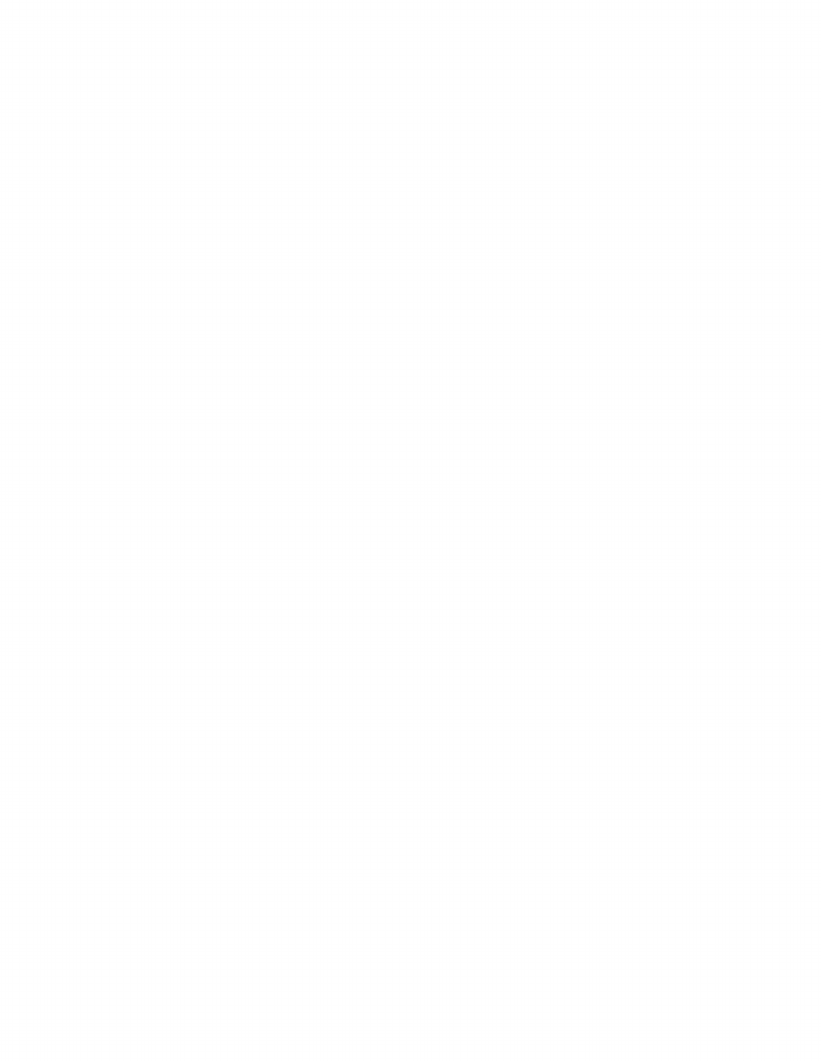options, Mr. Bouquillon said LABB (Lexington-Arlington-Bedford-Burlington) operates within Minuteman, and Minuteman in the Afternoon is available for  $11<sup>th</sup>$  and  $12<sup>th</sup>$  graders who have finished MCAS and attend Minuteman vocational-technical classes in the afternoon; the presence of wetlands limits lateral expansion and Lincoln's zoning bylaw limits upward expansion. In response to Ms. Green's question about the response of non-member communities, Mr. Bouquillon said he and the Assistant Superintendent were pursuing, noting that 2/3 of non-member students came from Waltham, Watertown, Medford and Boston, which lack their own vocational education programs. 40 communities east of Worcester have no vocational programs; Newton has 5 but would like more. Mr. Bouquillon noted that Burlington a few years ago considered forgoing accreditation due to the expense, but forgoing accreditation also would forfeit quality-assurance.

Board members expressed support for the building project, which to move forward would require the unanimous approval of all 16 member communities via town meetings or majority approval via Districtwide ballot. Once the School Committee voted to recommend the proposal, District members would have 60 days to call special town meetings to oppose the proposal, if any member voted down the proposal, there would be a District-wide ballot. Mr. Berry said he would prefer to hold a Town Meeting to decide the building project.

Ms. Green would prefer not to have another Special Town Meeting. Move to support building project -Ms. Adachi moved, Mr. Berry seconded. All Ayes (4-0).

Move to support having the district wide vote -Mr. Berry moved, Ms. Adachi seconded. All Ayes (4-0).

7:40 PM Use Special Permit #08/18/15 - 454, Increase Seating, Legend Café, 5A Spruce Street: Present were Ms. Jingbo Li and Mr. David Herbert, owners of Legend Café, and Town Planner Roland Bartl and Assistant Town Planner Kristen Guichard. Requesting approval for 36 seats in the café for 7 days, instead of the 3-5 days, with seating potentially increasing to 50; seating includes the 12 seats outside. Ms. Adachi moved to approve application for Use Special Permit with increased seating up to 50 as described in draft decision, Ms. Osman seconded. All Ayes (4-0)

7:50 PM Common Victualler, Legend Café, 5A Spruce Street: They have experience in catering. Eventually will redo the floors, and have new tables.

Ms. Adachi moved to approve the application to Legend Café for a CV license, Ms. Osman seconded. All Ayes (4-0)

8:00 PM Acton Nursing Services Task Force Report: Charlie Kadlec, Chair, and Task Force member Adrian Hancock gave a slide presentation about the activities and findings of the Acton Nursing Services Task Force. The Task Force has been working since 2/2015. There still is a lack of knowledge of the ANS, including in Acton. ANS provides not just home care but public health services; not all services receive reimbursement, for example, the wellness clinics. The marketing efforts seek to expand the target audience, of which ANS is capturing only a small segment, by introducing ANS to the health community and others, providing Q&A and other information on the Town website. Most ANS patients are elderly.

Board of Selectmen October 5, 2015